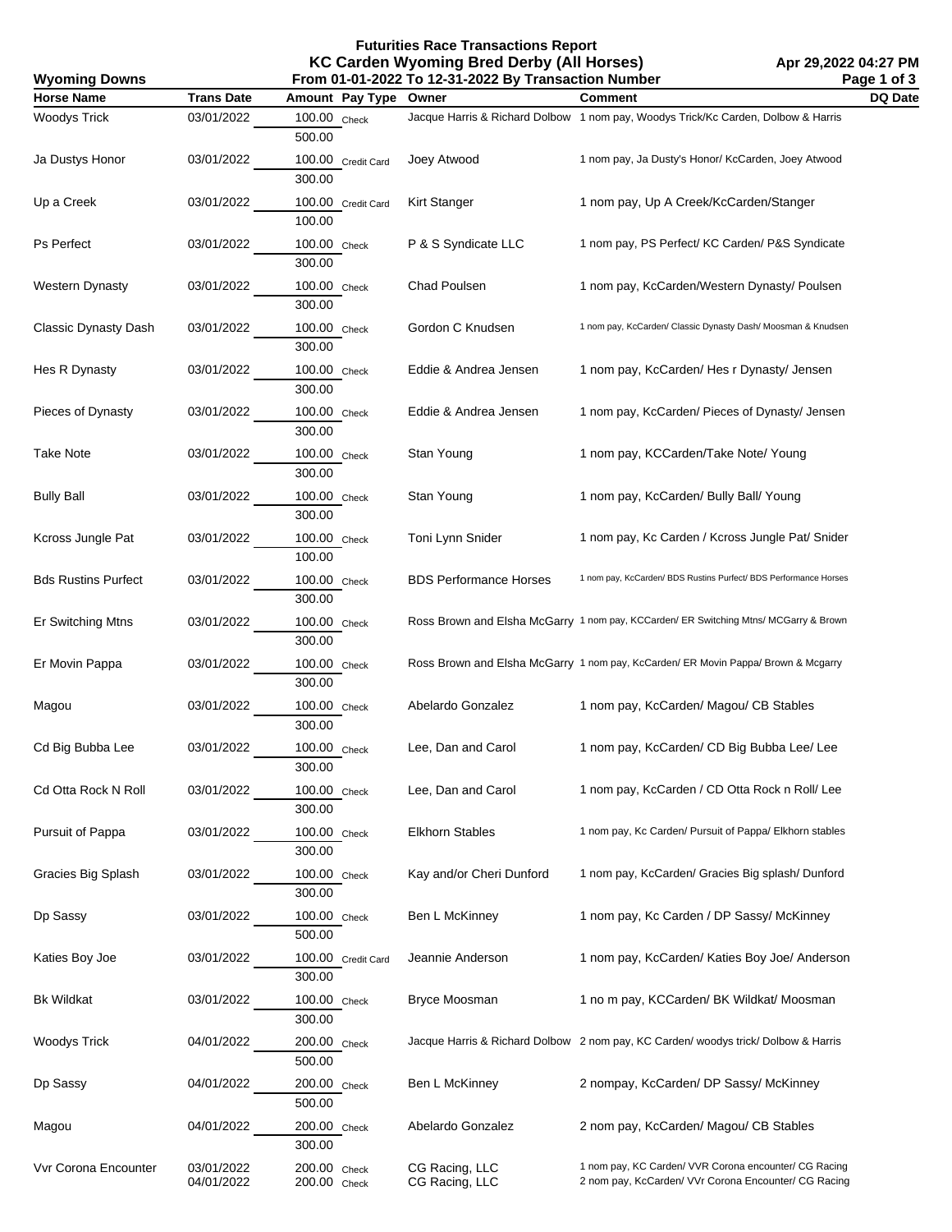# Futurities Race Transactions Report

## KC Carden Wyoming Bred Derby (All Horses)

**Wyoming Downs** — From 01-01-2022 To 12-31-2022 By Transaction Number — Apr 29,2022 04:27 PM

| Horse Name | Trans Date | Amount | Pay Type | Owner | Comment | DQ Date |
|---|---|---|---|---|---|---|
| Woodys Trick | 03/01/2022 | 100.00 | Check | Jacque Harris & Richard Dolbow | 1 nom pay, Woodys Trick/Kc Carden, Dolbow & Harris | |
| | | 500.00 | | | | |
| Ja Dustys Honor | 03/01/2022 | 100.00 | Credit Card | Joey Atwood | 1 nom pay, Ja Dusty's Honor/ KcCarden, Joey Atwood | |
| | | 300.00 | | | | |
| Up a Creek | 03/01/2022 | 100.00 | Credit Card | Kirt Stanger | 1 nom pay, Up A Creek/KcCarden/Stanger | |
| | | 100.00 | | | | |
| Ps Perfect | 03/01/2022 | 100.00 | Check | P & S Syndicate LLC | 1 nom pay, PS Perfect/ KC Carden/ P&S Syndicate | |
| | | 300.00 | | | | |
| Western Dynasty | 03/01/2022 | 100.00 | Check | Chad Poulsen | 1 nom pay, KcCarden/Western Dynasty/ Poulsen | |
| | | 300.00 | | | | |
| Classic Dynasty Dash | 03/01/2022 | 100.00 | Check | Gordon C Knudsen | 1 nom pay, KcCarden/ Classic Dynasty Dash/ Moosman & Knudsen | |
| | | 300.00 | | | | |
| Hes R Dynasty | 03/01/2022 | 100.00 | Check | Eddie & Andrea Jensen | 1 nom pay, KcCarden/ Hes r Dynasty/ Jensen | |
| | | 300.00 | | | | |
| Pieces of Dynasty | 03/01/2022 | 100.00 | Check | Eddie & Andrea Jensen | 1 nom pay, KcCarden/ Pieces of Dynasty/ Jensen | |
| | | 300.00 | | | | |
| Take Note | 03/01/2022 | 100.00 | Check | Stan Young | 1 nom pay, KCCarden/Take Note/ Young | |
| | | 300.00 | | | | |
| Bully Ball | 03/01/2022 | 100.00 | Check | Stan Young | 1 nom pay, KcCarden/ Bully Ball/ Young | |
| | | 300.00 | | | | |
| Kcross Jungle Pat | 03/01/2022 | 100.00 | Check | Toni Lynn Snider | 1 nom pay, Kc Carden / Kcross Jungle Pat/ Snider | |
| | | 100.00 | | | | |
| Bds Rustins Purfect | 03/01/2022 | 100.00 | Check | BDS Performance Horses | 1 nom pay, KcCarden/ BDS Rustins Purfect/ BDS Performance Horses | |
| | | 300.00 | | | | |
| Er Switching Mtns | 03/01/2022 | 100.00 | Check | Ross Brown and Elsha McGarry | 1 nom pay, KCCarden/ ER Switching Mtns/ MCGarry & Brown | |
| | | 300.00 | | | | |
| Er Movin Pappa | 03/01/2022 | 100.00 | Check | Ross Brown and Elsha McGarry | 1 nom pay, KcCarden/ ER Movin Pappa/ Brown & Mcgarry | |
| | | 300.00 | | | | |
| Magou | 03/01/2022 | 100.00 | Check | Abelardo Gonzalez | 1 nom pay, KcCarden/ Magou/ CB Stables | |
| | | 300.00 | | | | |
| Cd Big Bubba Lee | 03/01/2022 | 100.00 | Check | Lee, Dan and Carol | 1 nom pay, KcCarden/ CD Big Bubba Lee/ Lee | |
| | | 300.00 | | | | |
| Cd Otta Rock N Roll | 03/01/2022 | 100.00 | Check | Lee, Dan and Carol | 1 nom pay, KcCarden / CD Otta Rock n Roll/ Lee | |
| | | 300.00 | | | | |
| Pursuit of Pappa | 03/01/2022 | 100.00 | Check | Elkhorn Stables | 1 nom pay, Kc Carden/ Pursuit of Pappa/ Elkhorn stables | |
| | | 300.00 | | | | |
| Gracies Big Splash | 03/01/2022 | 100.00 | Check | Kay and/or Cheri Dunford | 1 nom pay, KcCarden/ Gracies Big splash/ Dunford | |
| | | 300.00 | | | | |
| Dp Sassy | 03/01/2022 | 100.00 | Check | Ben L McKinney | 1 nom pay, Kc Carden / DP Sassy/ McKinney | |
| | | 500.00 | | | | |
| Katies Boy Joe | 03/01/2022 | 100.00 | Credit Card | Jeannie Anderson | 1 nom pay, KcCarden/ Katies Boy Joe/ Anderson | |
| | | 300.00 | | | | |
| Bk Wildkat | 03/01/2022 | 100.00 | Check | Bryce Moosman | 1 no m pay, KCCarden/ BK Wildkat/ Moosman | |
| | | 300.00 | | | | |
| Woodys Trick | 04/01/2022 | 200.00 | Check | Jacque Harris & Richard Dolbow | 2 nom pay, KC Carden/ woodys trick/ Dolbow & Harris | |
| | | 500.00 | | | | |
| Dp Sassy | 04/01/2022 | 200.00 | Check | Ben L McKinney | 2 nompay, KcCarden/ DP Sassy/ McKinney | |
| | | 500.00 | | | | |
| Magou | 04/01/2022 | 200.00 | Check | Abelardo Gonzalez | 2 nom pay, KcCarden/ Magou/ CB Stables | |
| | | 300.00 | | | | |
| Vvr Corona Encounter | 03/01/2022 | 200.00 | Check | CG Racing, LLC | 1 nom pay, KC Carden/ VVR Corona encounter/ CG Racing | |
| | 04/01/2022 | 200.00 | Check | CG Racing, LLC | 2 nom pay, KcCarden/ VVr Corona Encounter/ CG Racing | |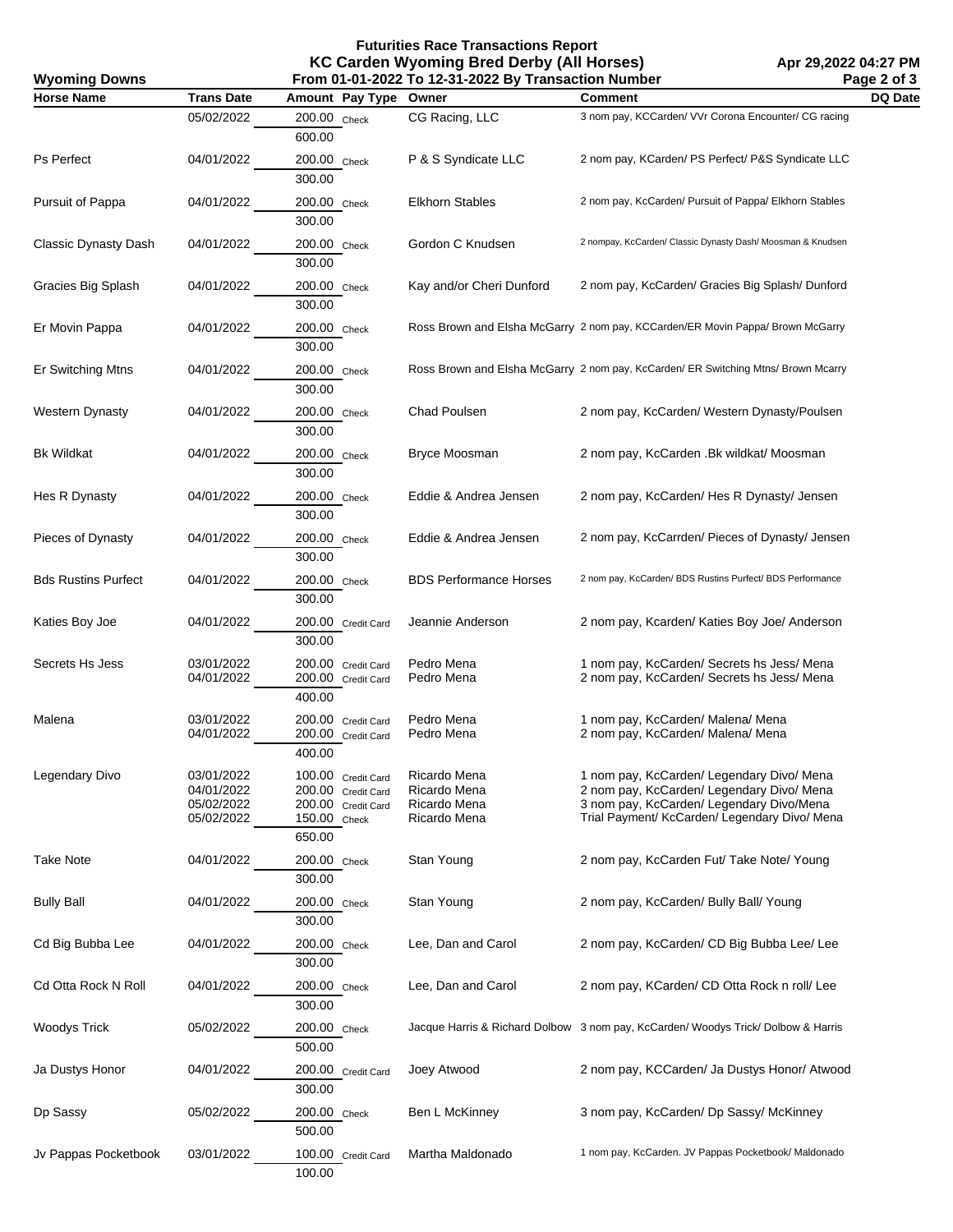# Futurities Race Transactions Report

## KC Carden Wyoming Bred Derby (All Horses)

**Wyoming Downs** — From 01-01-2022 To 12-31-2022 By Transaction Number — Apr 29,2022 04:27 PM

| Horse Name | Trans Date | Amount | Pay Type | Owner | Comment | DQ Date |
|---|---|---|---|---|---|---|
| | 05/02/2022 | 200.00 | Check | CG Racing, LLC | 3 nom pay, KCCarden/ VVr Corona Encounter/ CG racing | |
| | | 600.00 | | | | |
| Ps Perfect | 04/01/2022 | 200.00 | Check | P & S Syndicate LLC | 2 nom pay, KCarden/ PS Perfect/ P&S Syndicate LLC | |
| | | 300.00 | | | | |
| Pursuit of Pappa | 04/01/2022 | 200.00 | Check | Elkhorn Stables | 2 nom pay, KcCarden/ Pursuit of Pappa/ Elkhorn Stables | |
| | | 300.00 | | | | |
| Classic Dynasty Dash | 04/01/2022 | 200.00 | Check | Gordon C Knudsen | 2 nompay, KcCarden/ Classic Dynasty Dash/ Moosman & Knudsen | |
| | | 300.00 | | | | |
| Gracies Big Splash | 04/01/2022 | 200.00 | Check | Kay and/or Cheri Dunford | 2 nom pay, KcCarden/ Gracies Big Splash/ Dunford | |
| | | 300.00 | | | | |
| Er Movin Pappa | 04/01/2022 | 200.00 | Check | Ross Brown and Elsha McGarry | 2 nom pay, KCCarden/ER Movin Pappa/ Brown McGarry | |
| | | 300.00 | | | | |
| Er Switching Mtns | 04/01/2022 | 200.00 | Check | Ross Brown and Elsha McGarry | 2 nom pay, KcCarden/ ER Switching Mtns/ Brown Mcarry | |
| | | 300.00 | | | | |
| Western Dynasty | 04/01/2022 | 200.00 | Check | Chad Poulsen | 2 nom pay, KcCarden/ Western Dynasty/Poulsen | |
| | | 300.00 | | | | |
| Bk Wildkat | 04/01/2022 | 200.00 | Check | Bryce Moosman | 2 nom pay, KcCarden .Bk wildkat/ Moosman | |
| | | 300.00 | | | | |
| Hes R Dynasty | 04/01/2022 | 200.00 | Check | Eddie & Andrea Jensen | 2 nom pay, KcCarden/ Hes R Dynasty/ Jensen | |
| | | 300.00 | | | | |
| Pieces of Dynasty | 04/01/2022 | 200.00 | Check | Eddie & Andrea Jensen | 2 nom pay, KcCarrden/ Pieces of Dynasty/ Jensen | |
| | | 300.00 | | | | |
| Bds Rustins Purfect | 04/01/2022 | 200.00 | Check | BDS Performance Horses | 2 nom pay, KcCarden/ BDS Rustins Purfect/ BDS Performance | |
| | | 300.00 | | | | |
| Katies Boy Joe | 04/01/2022 | 200.00 | Credit Card | Jeannie Anderson | 2 nom pay, Kcarden/ Katies Boy Joe/ Anderson | |
| | | 300.00 | | | | |
| Secrets Hs Jess | 03/01/2022 | 200.00 | Credit Card | Pedro Mena | 1 nom pay, KcCarden/ Secrets hs Jess/ Mena | |
| | 04/01/2022 | 200.00 | Credit Card | Pedro Mena | 2 nom pay, KcCarden/ Secrets hs Jess/ Mena | |
| | | 400.00 | | | | |
| Malena | 03/01/2022 | 200.00 | Credit Card | Pedro Mena | 1 nom pay, KcCarden/ Malena/ Mena | |
| | 04/01/2022 | 200.00 | Credit Card | Pedro Mena | 2 nom pay, KcCarden/ Malena/ Mena | |
| | | 400.00 | | | | |
| Legendary Divo | 03/01/2022 | 100.00 | Credit Card | Ricardo Mena | 1 nom pay, KcCarden/ Legendary Divo/ Mena | |
| | 04/01/2022 | 200.00 | Credit Card | Ricardo Mena | 2 nom pay, KcCarden/ Legendary Divo/ Mena | |
| | 05/02/2022 | 200.00 | Credit Card | Ricardo Mena | 3 nom pay, KcCarden/ Legendary Divo/Mena | |
| | 05/02/2022 | 150.00 | Check | Ricardo Mena | Trial Payment/ KcCarden/ Legendary Divo/ Mena | |
| | | 650.00 | | | | |
| Take Note | 04/01/2022 | 200.00 | Check | Stan Young | 2 nom pay, KcCarden Fut/ Take Note/ Young | |
| | | 300.00 | | | | |
| Bully Ball | 04/01/2022 | 200.00 | Check | Stan Young | 2 nom pay, KcCarden/ Bully Ball/ Young | |
| | | 300.00 | | | | |
| Cd Big Bubba Lee | 04/01/2022 | 200.00 | Check | Lee, Dan and Carol | 2 nom pay, KcCarden/ CD Big Bubba Lee/ Lee | |
| | | 300.00 | | | | |
| Cd Otta Rock N Roll | 04/01/2022 | 200.00 | Check | Lee, Dan and Carol | 2 nom pay, KCarden/ CD Otta Rock n roll/ Lee | |
| | | 300.00 | | | | |
| Woodys Trick | 05/02/2022 | 200.00 | Check | Jacque Harris & Richard Dolbow | 3 nom pay, KcCarden/ Woodys Trick/ Dolbow & Harris | |
| | | 500.00 | | | | |
| Ja Dustys Honor | 04/01/2022 | 200.00 | Credit Card | Joey Atwood | 2 nom pay, KCCarden/ Ja Dustys Honor/ Atwood | |
| | | 300.00 | | | | |
| Dp Sassy | 05/02/2022 | 200.00 | Check | Ben L McKinney | 3 nom pay, KcCarden/ Dp Sassy/ McKinney | |
| | | 500.00 | | | | |
| Jv Pappas Pocketbook | 03/01/2022 | 100.00 | Credit Card | Martha Maldonado | 1 nom pay, KcCarden. JV Pappas Pocketbook/ Maldonado | |
| | | 100.00 | | | | |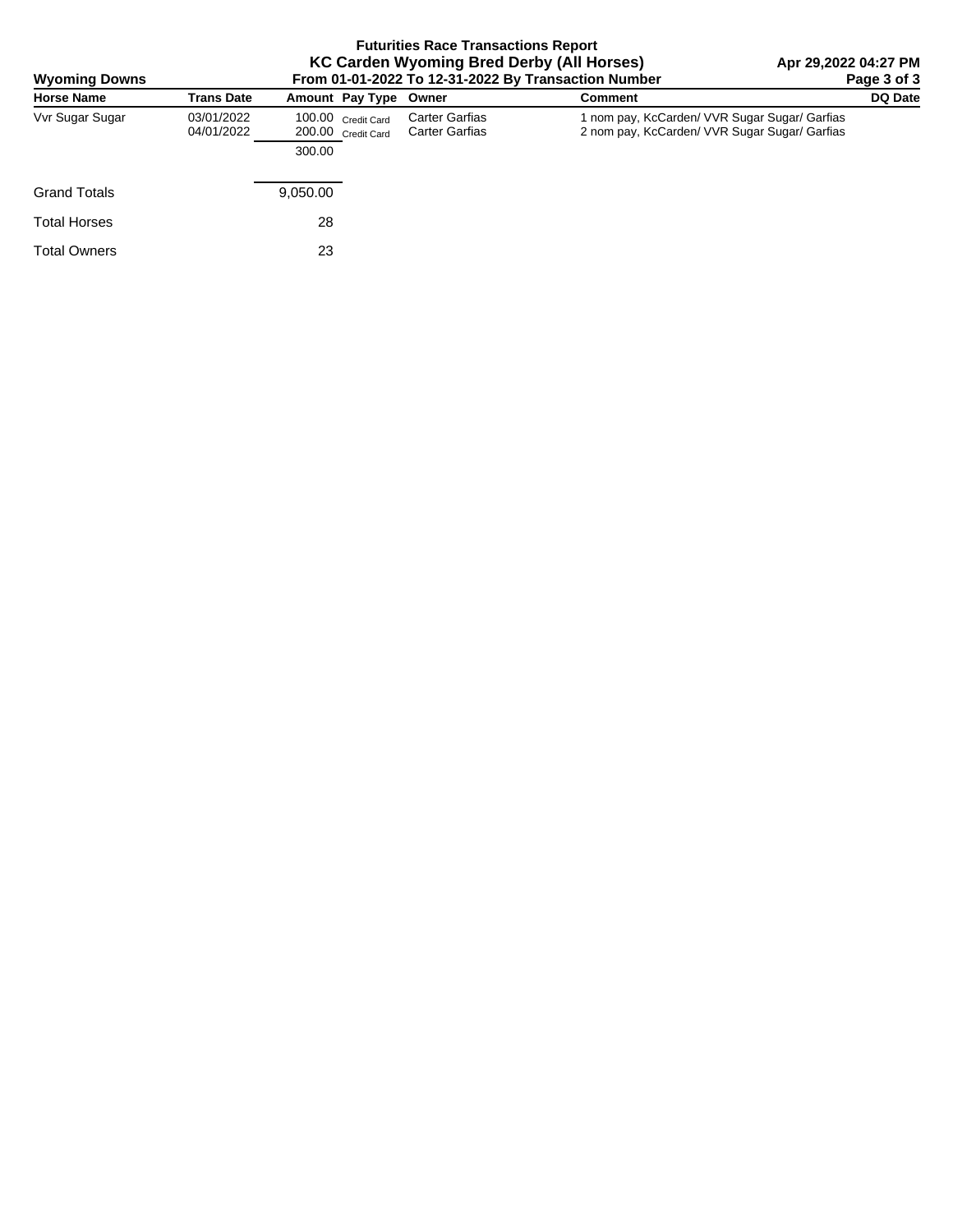| Horse Name | Trans Date | Amount | Pay Type | Owner | Comment | DQ Date |
|---|---|---|---|---|---|---|
| Vvr Sugar Sugar | 03/01/2022 | 100.00 | Credit Card | Carter Garfias | 1 nom pay, KcCarden/ VVR Sugar Sugar/ Garfias | |
| | 04/01/2022 | 200.00 | Credit Card | Carter Garfias | 2 nom pay, KcCarden/ VVR Sugar Sugar/ Garfias | |
| | | 300.00 | | | | |
| Grand Totals | | 9,050.00 | | | | |
| Total Horses | | 28 | | | | |
| Total Owners | | 23 | | | | |